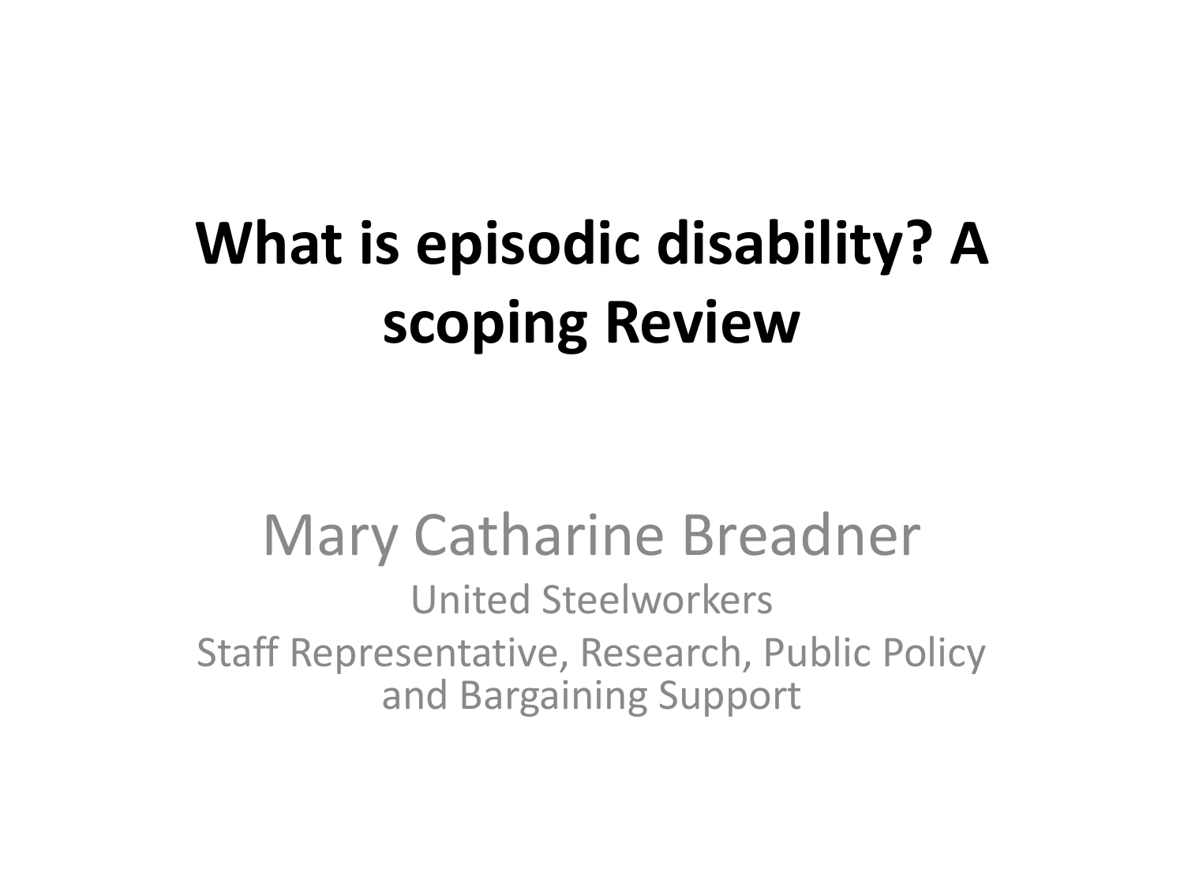# What is episodic disability? A scoping Review

Mary Catharine Breadner

United Steelworkers

Staff Representative, Research, Public Policy and Bargaining Support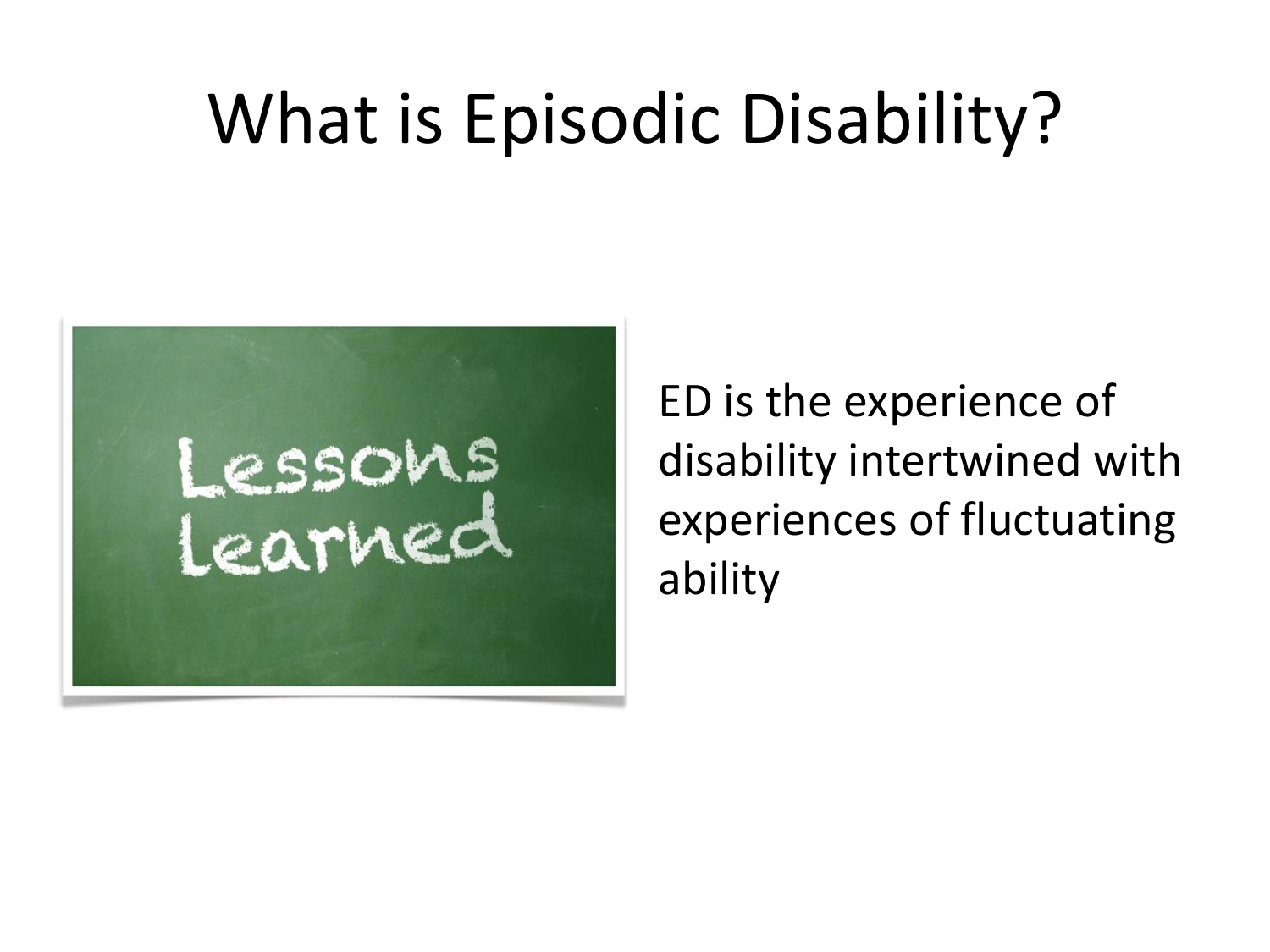# What is Episodic Disability?

Lessons Learned

ED is the experience of disability intertwined with experiences of fluctuating ability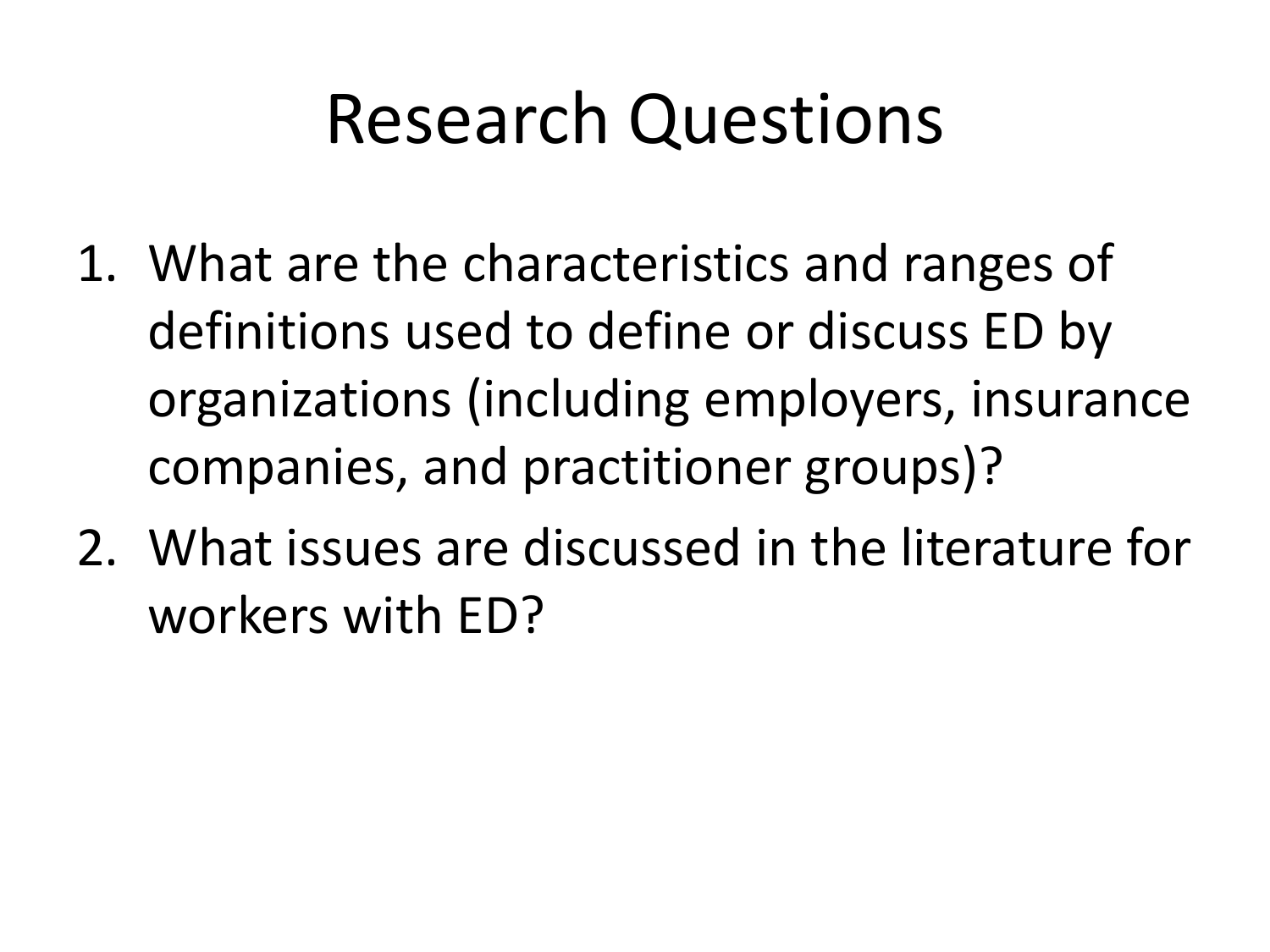# Research Questions

1. What are the characteristics and ranges of definitions used to define or discuss ED by organizations (including employers, insurance companies, and practitioner groups)?
2. What issues are discussed in the literature for workers with ED?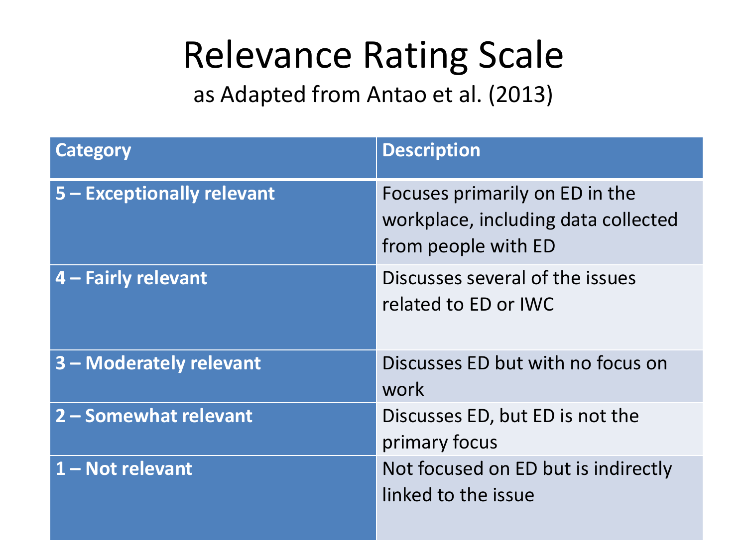# Relevance Rating Scale

as Adapted from Antao et al. (2013)

| Category | Description |
|---|---|
| **5 – Exceptionally relevant** | Focuses primarily on ED in the workplace, including data collected from people with ED |
| **4 – Fairly relevant** | Discusses several of the issues related to ED or IWC |
| **3 – Moderately relevant** | Discusses ED but with no focus on work |
| **2 – Somewhat relevant** | Discusses ED, but ED is not the primary focus |
| **1 – Not relevant** | Not focused on ED but is indirectly linked to the issue |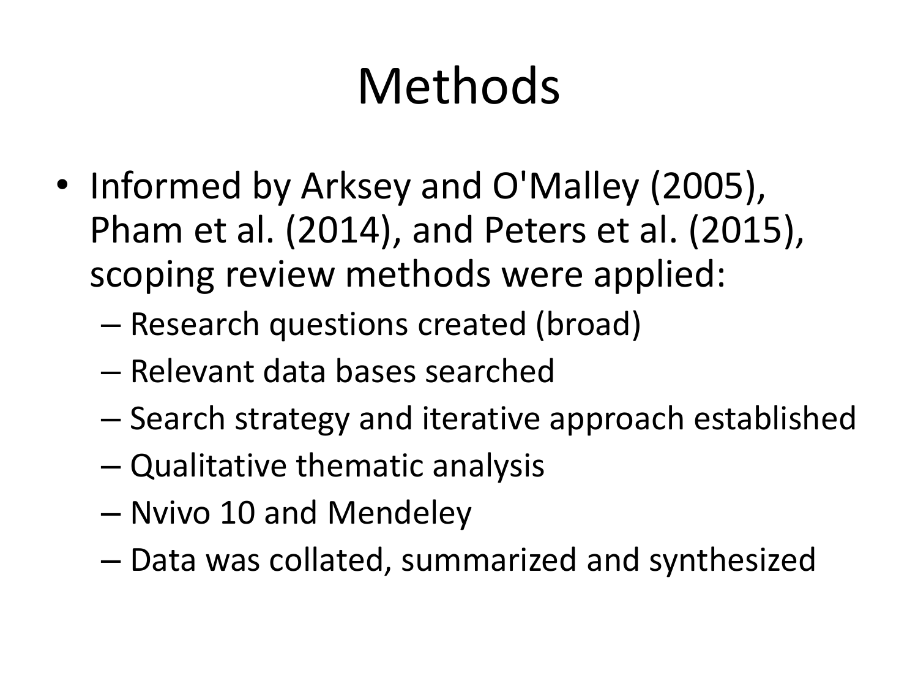# Methods

- Informed by Arksey and O'Malley (2005), Pham et al. (2014), and Peters et al. (2015), scoping review methods were applied:
  - Research questions created (broad)
  - Relevant data bases searched
  - Search strategy and iterative approach established
  - Qualitative thematic analysis
  - Nvivo 10 and Mendeley
  - Data was collated, summarized and synthesized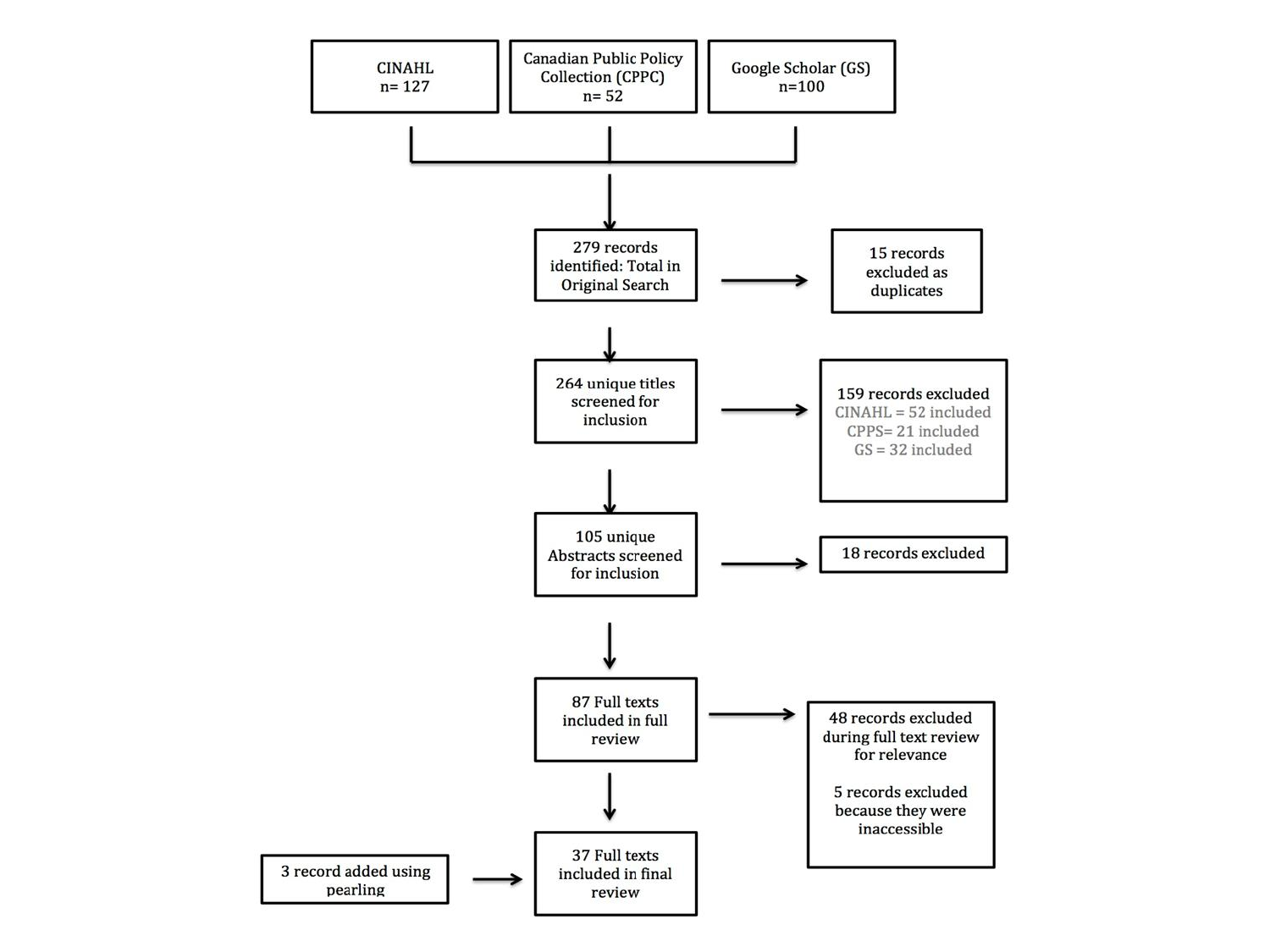CINAHL
n= 127

Canadian Public Policy Collection (CPPC)
n= 52

Google Scholar (GS)
n=100

279 records identified: Total in Original Search

15 records excluded as duplicates

264 unique titles screened for inclusion

159 records excluded
CINAHL = 52 included
CPPS= 21 included
GS = 32 included

105 unique Abstracts screened for inclusion

18 records excluded

87 Full texts included in full review

48 records excluded during full text review for relevance

5 records excluded because they were inaccessible

3 record added using pearling

37 Full texts included in final review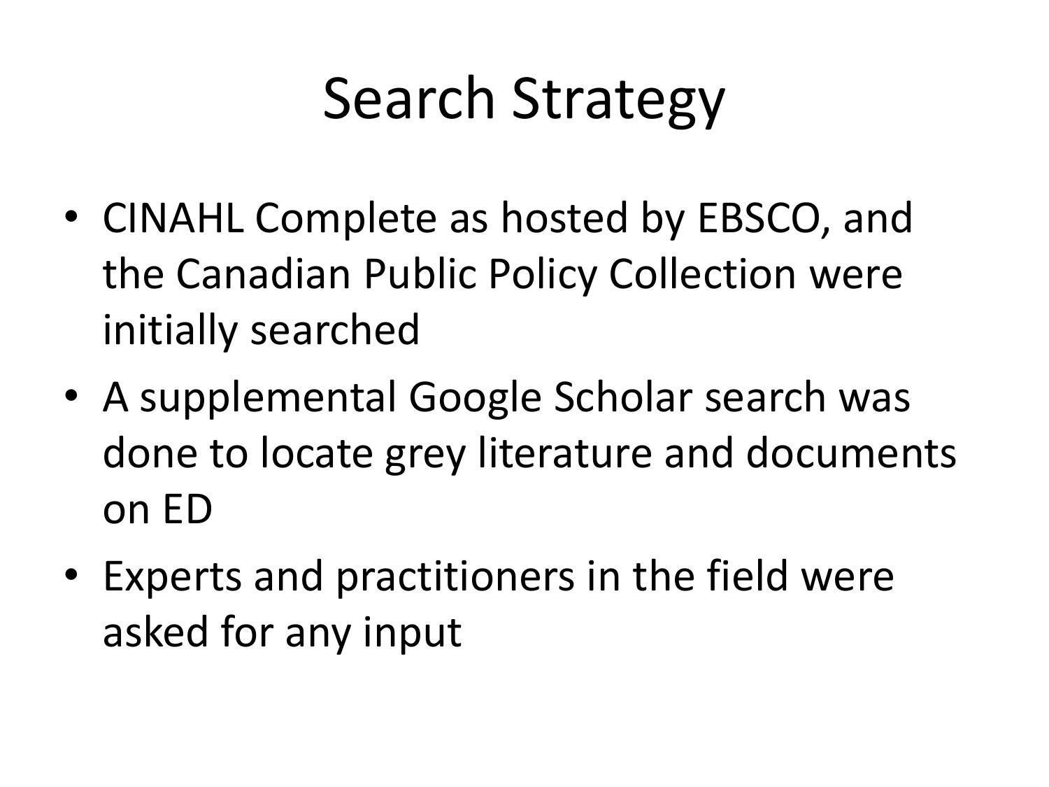# Search Strategy

- CINAHL Complete as hosted by EBSCO, and the Canadian Public Policy Collection were initially searched
- A supplemental Google Scholar search was done to locate grey literature and documents on ED
- Experts and practitioners in the field were asked for any input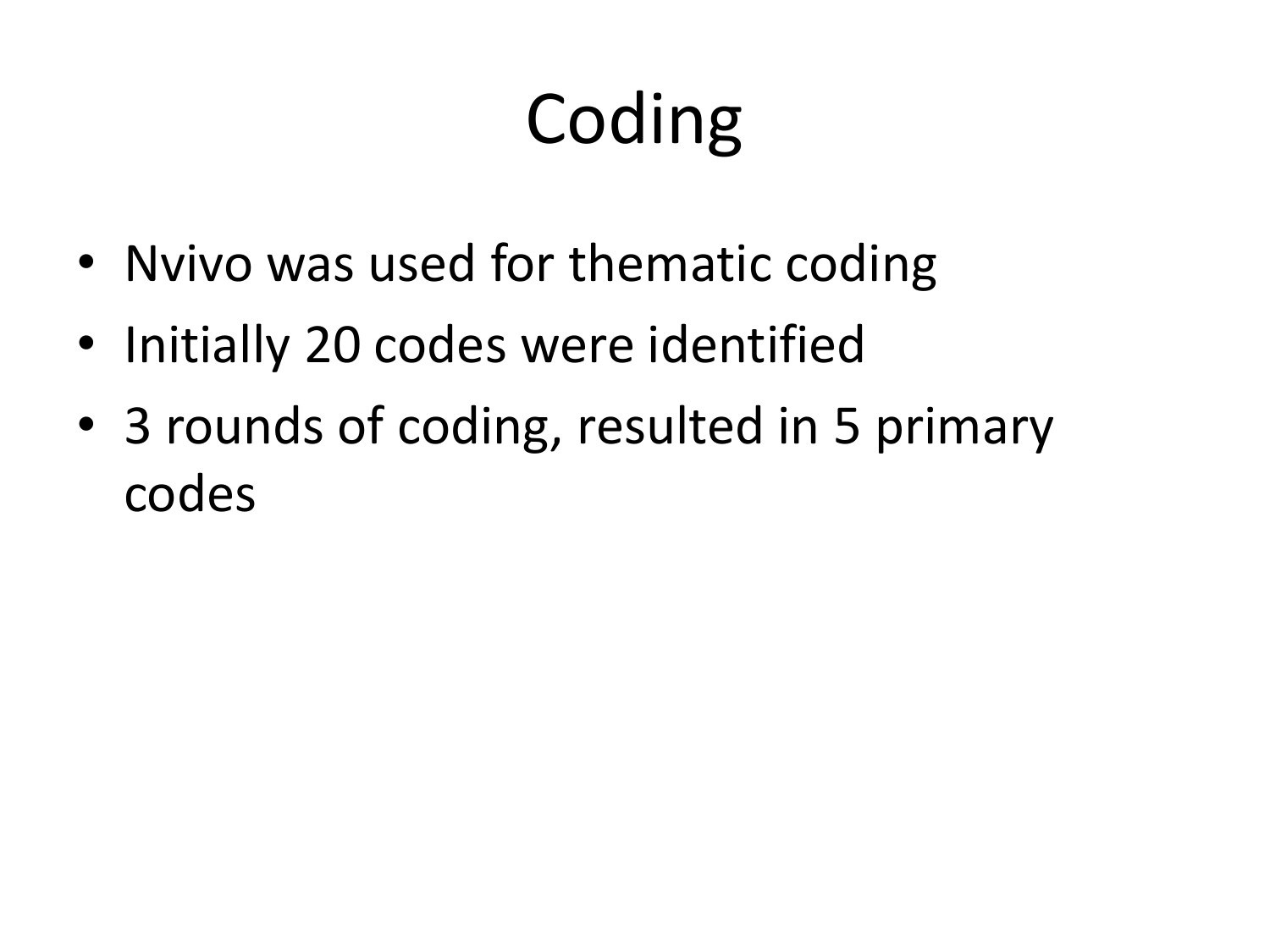# Coding

- Nvivo was used for thematic coding
- Initially 20 codes were identified
- 3 rounds of coding, resulted in 5 primary codes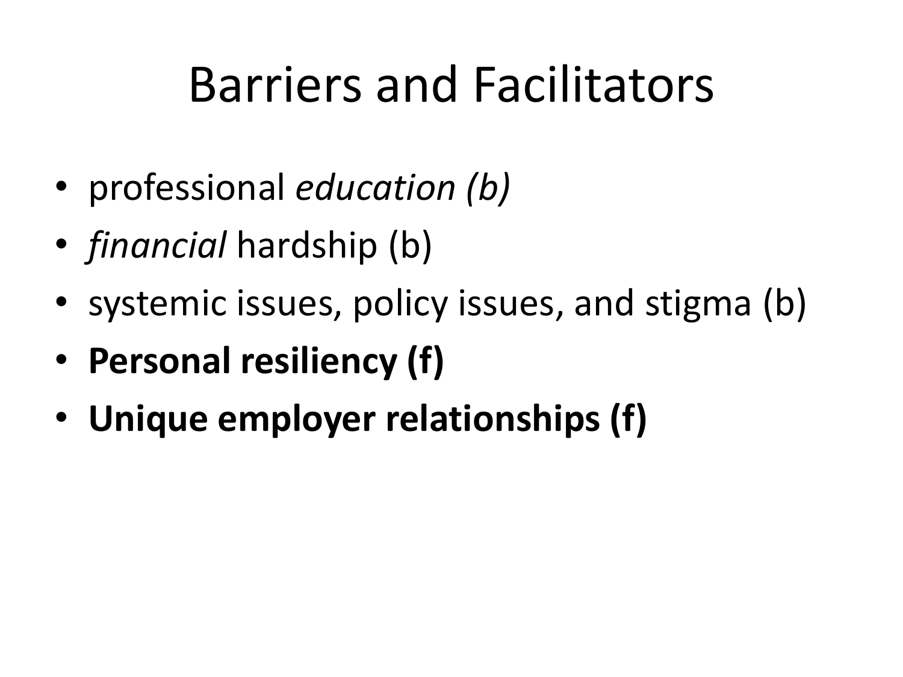# Barriers and Facilitators

- professional *education (b)*
- *financial* hardship (b)
- systemic issues, policy issues, and stigma (b)
- **Personal resiliency (f)**
- **Unique employer relationships (f)**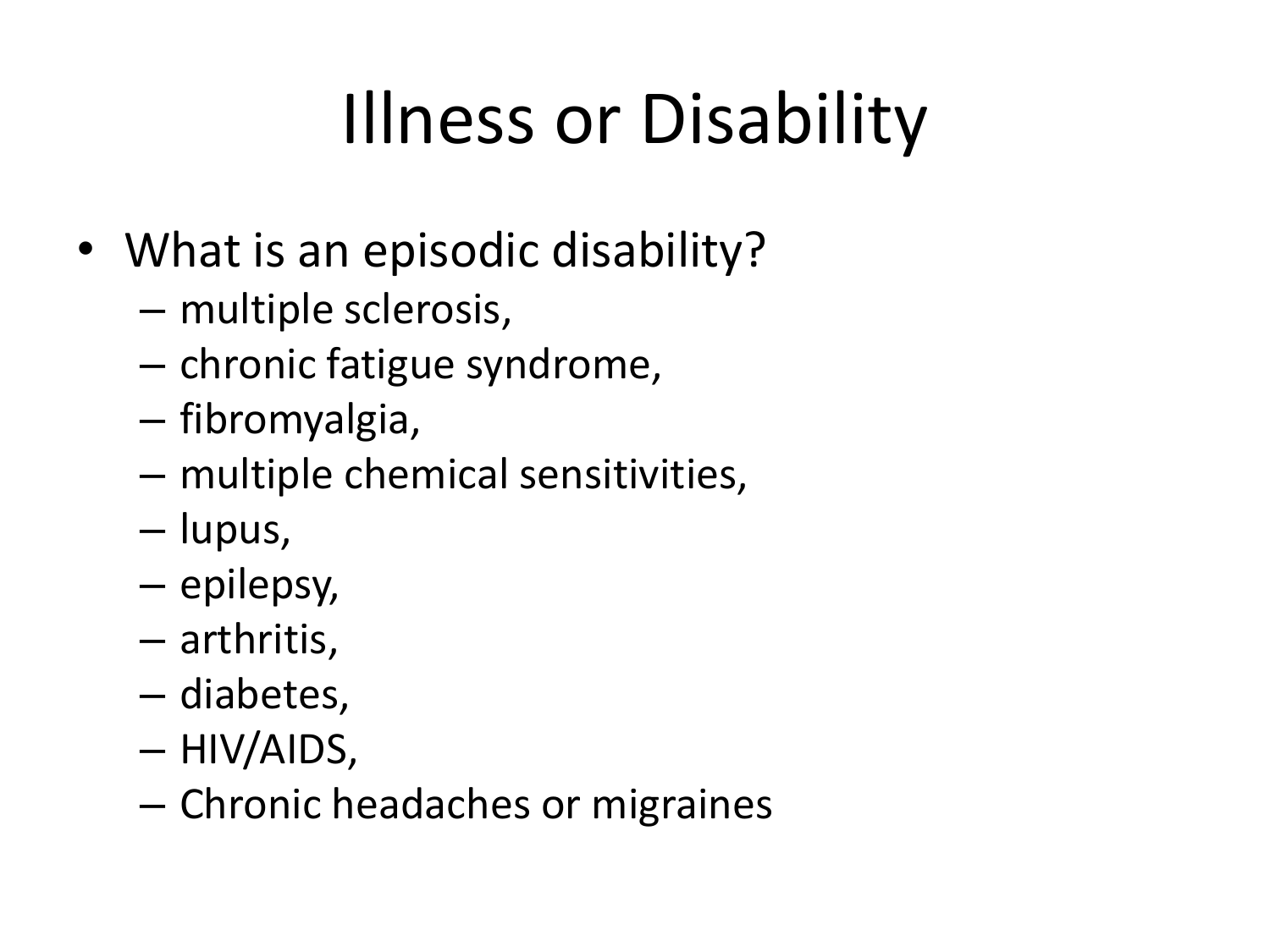# Illness or Disability

- What is an episodic disability?
  - multiple sclerosis,
  - chronic fatigue syndrome,
  - fibromyalgia,
  - multiple chemical sensitivities,
  - lupus,
  - epilepsy,
  - arthritis,
  - diabetes,
  - HIV/AIDS,
  - Chronic headaches or migraines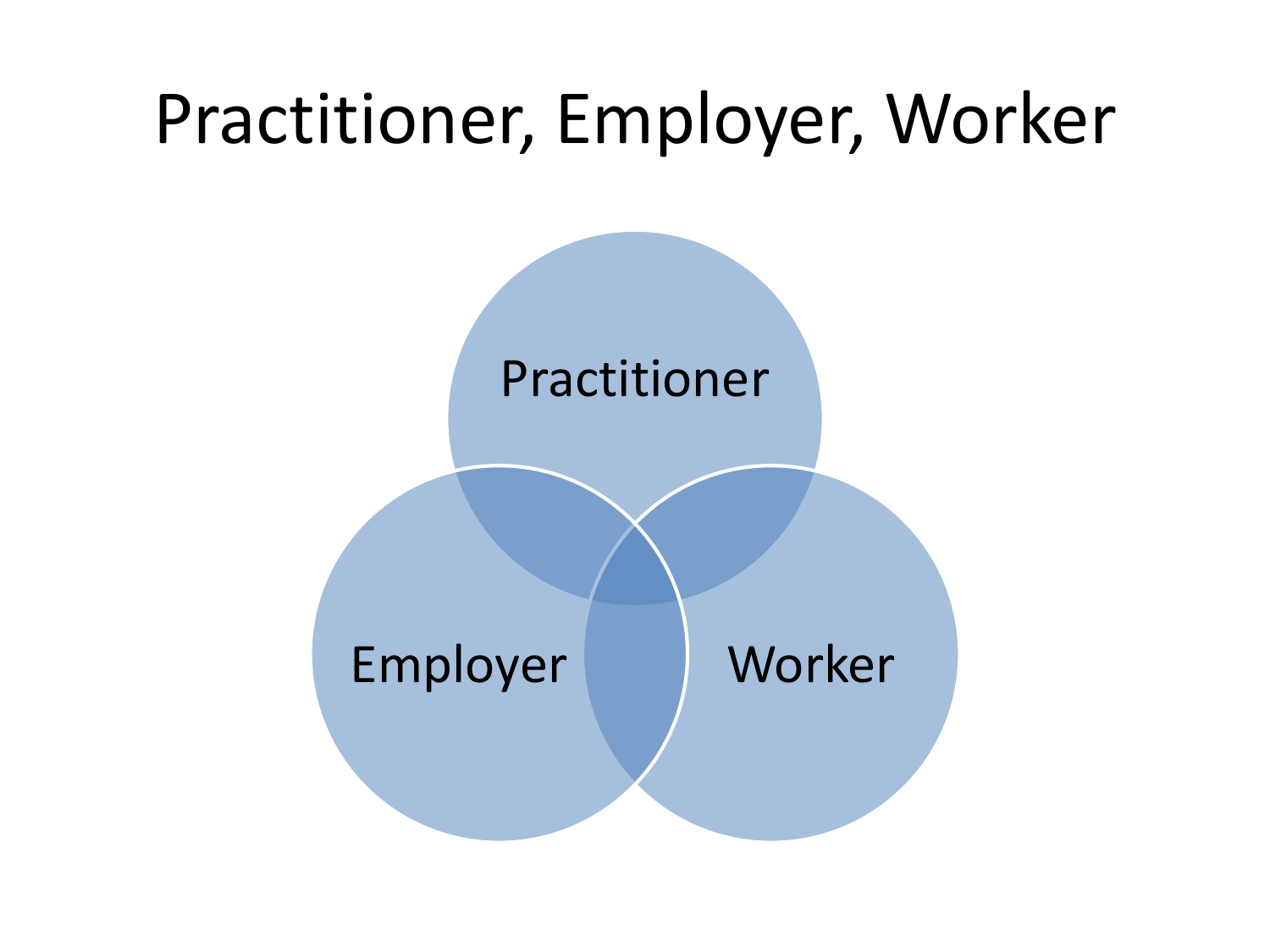# Practitioner, Employer, Worker

Practitioner

Employer

Worker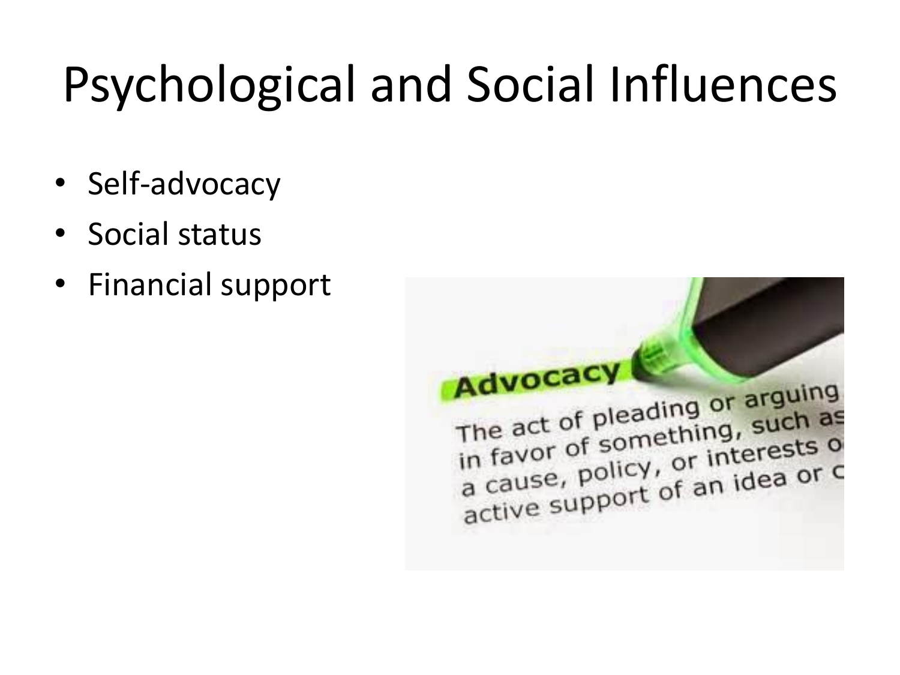# Psychological and Social Influences

- Self-advocacy
- Social status
- Financial support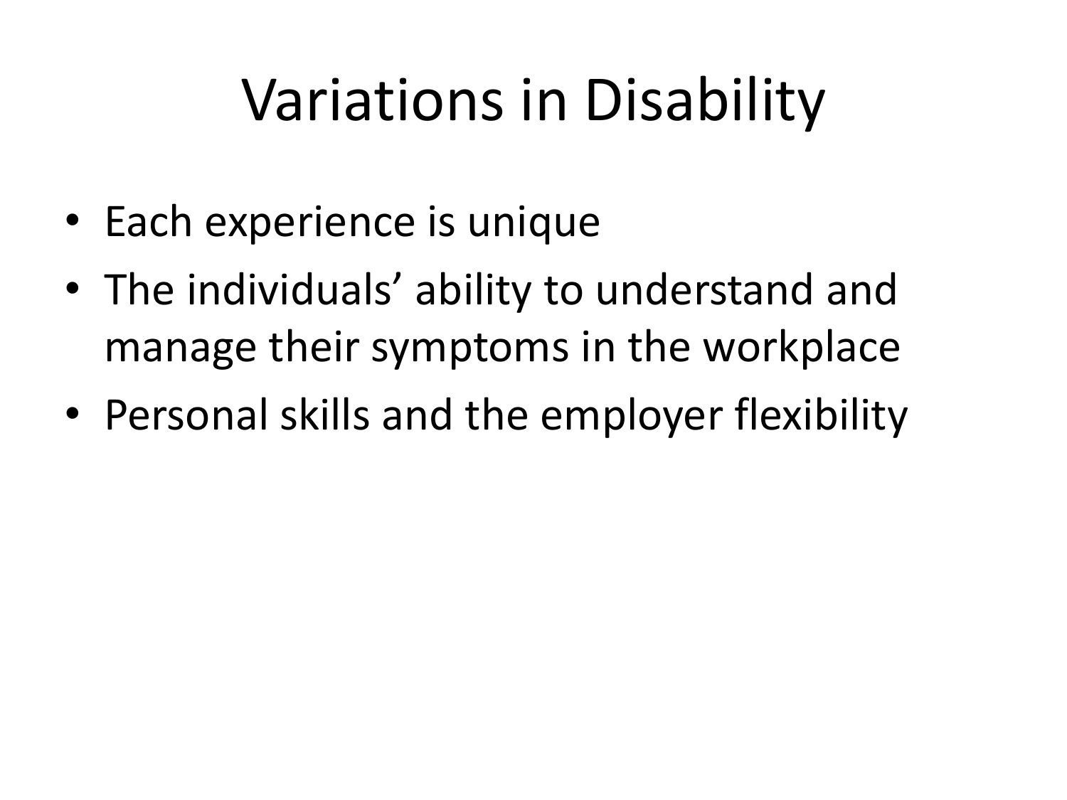# Variations in Disability

- Each experience is unique
- The individuals’ ability to understand and manage their symptoms in the workplace
- Personal skills and the employer flexibility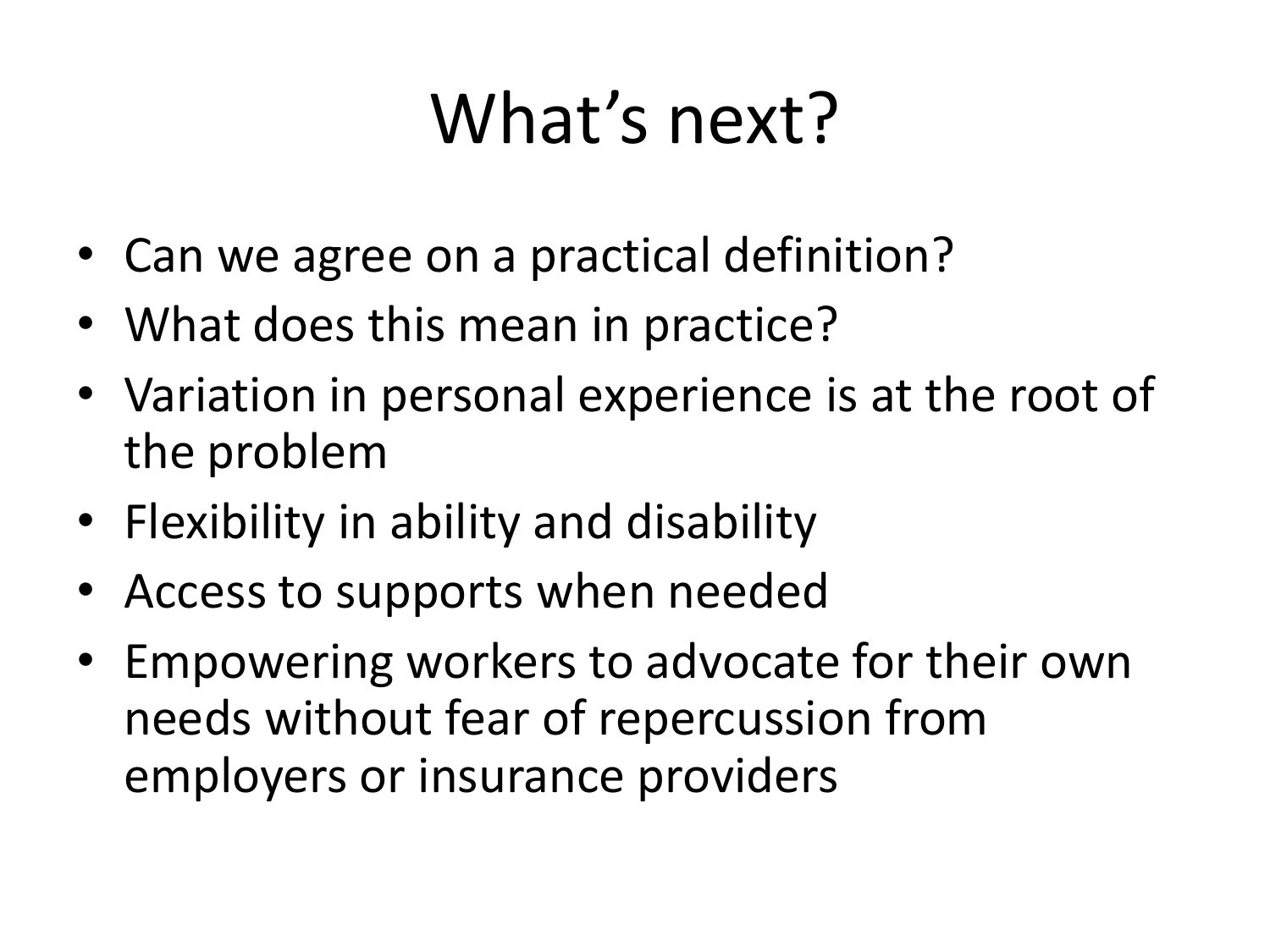# What's next?

- Can we agree on a practical definition?
- What does this mean in practice?
- Variation in personal experience is at the root of the problem
- Flexibility in ability and disability
- Access to supports when needed
- Empowering workers to advocate for their own needs without fear of repercussion from employers or insurance providers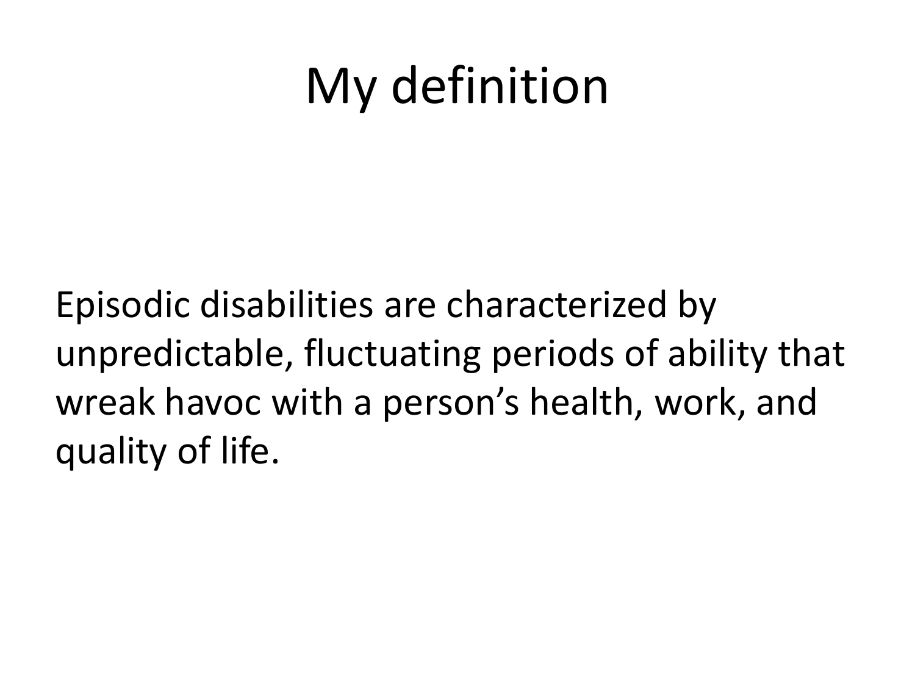# My definition

Episodic disabilities are characterized by unpredictable, fluctuating periods of ability that wreak havoc with a person's health, work, and quality of life.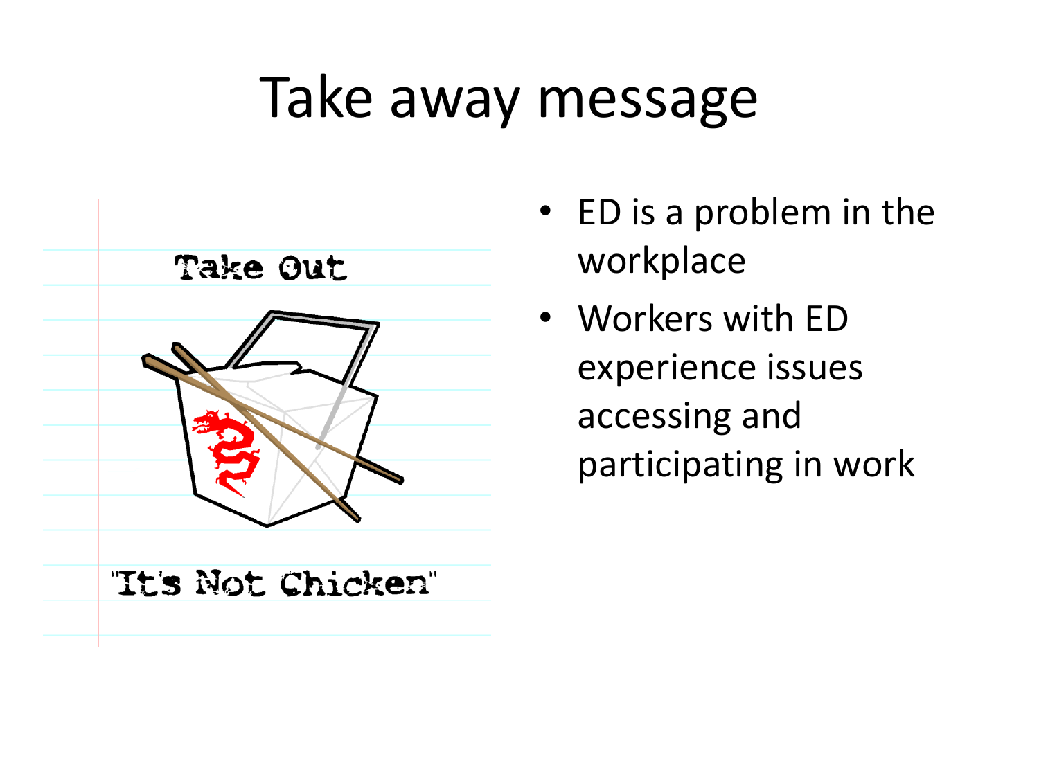# Take away message

Take Out

"It's Not Chicken"

- ED is a problem in the workplace
- Workers with ED experience issues accessing and participating in work